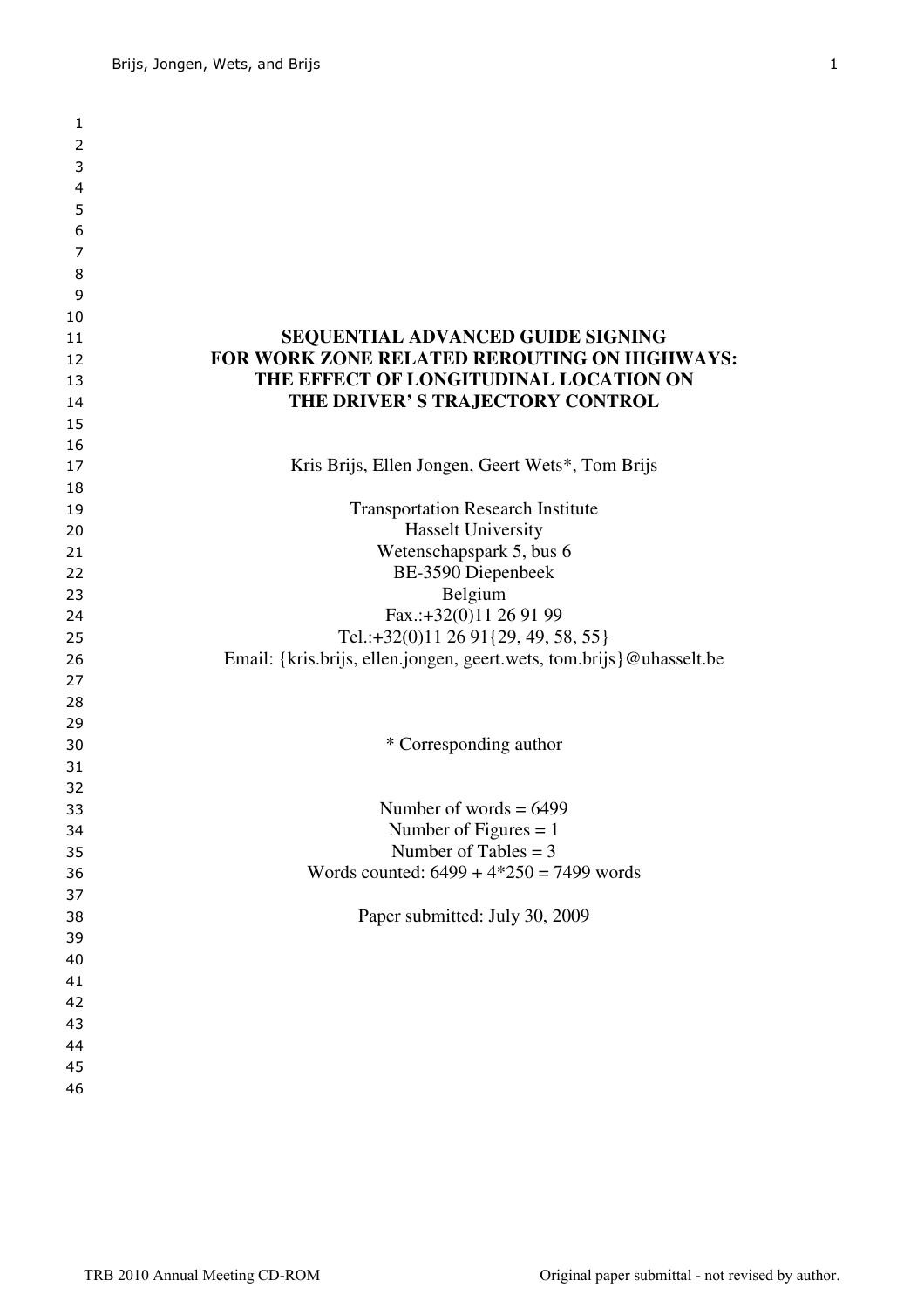# SEQUENTIAL ADVANCED GUIDE SIGNING FOR WORK ZONE RELATED REROUTING ON HIGHWAYS: THE EFFECT OF LONGITUDINAL LOCATION ON THE DRIVER' S TRAJECTORY CONTROL

Kris Brijs, Ellen Jongen, Geert Wets*, Tom Brijs

Transportation Research Institute
Hasselt University
Wetenschapspark 5, bus 6
BE-3590 Diepenbeek
Belgium
Fax.:+32(0)11 26 91 99
Tel.:+32(0)11 26 91{29, 49, 58, 55}
Email: {kris.brijs, ellen.jongen, geert.wets, tom.brijs}@uhasselt.be

\* Corresponding author

Number of words = 6499
Number of Figures = 1
Number of Tables = 3
Words counted: 6499 + 4*250 = 7499 words

Paper submitted: July 30, 2009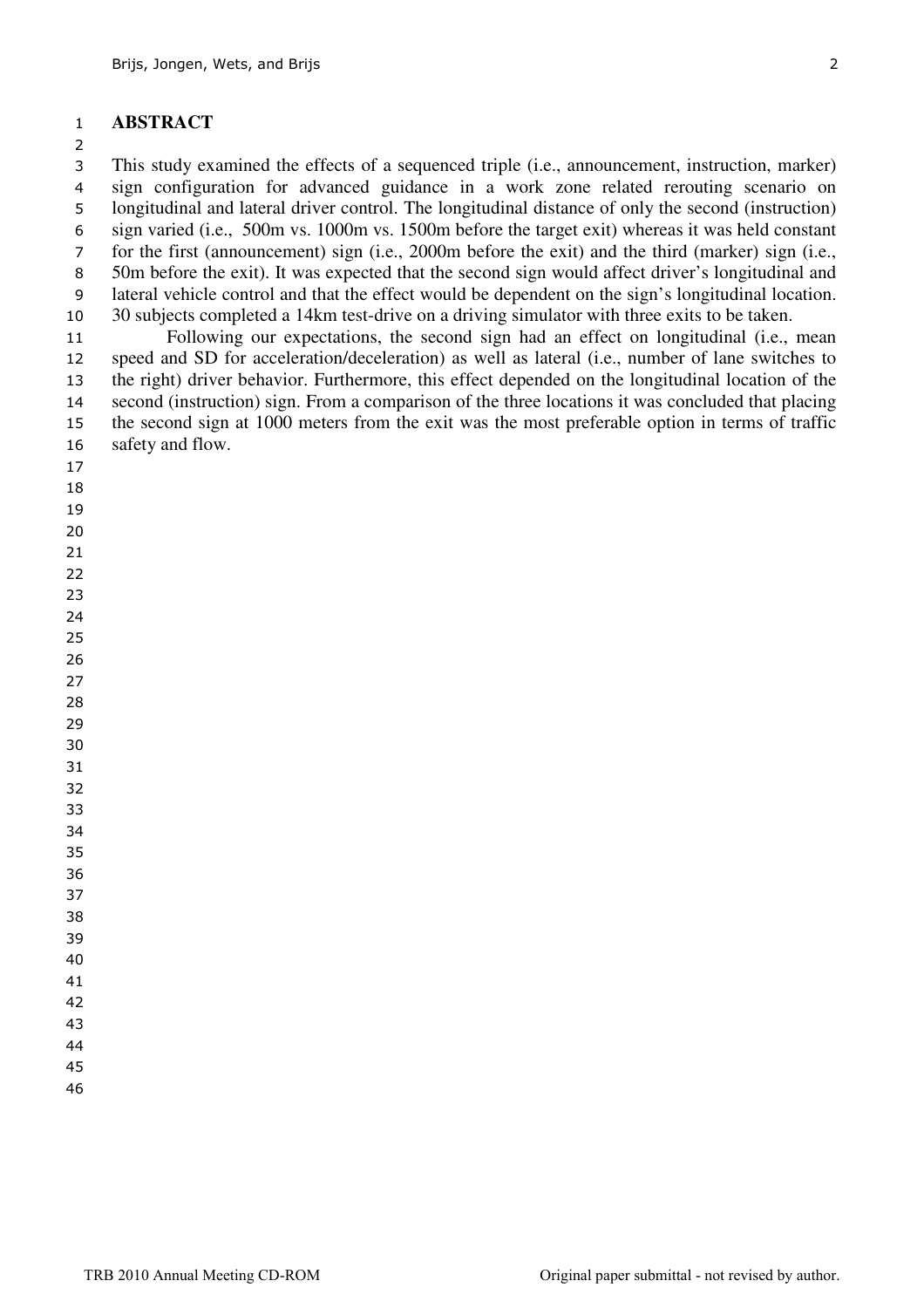# ABSTRACT

This study examined the effects of a sequenced triple (i.e., announcement, instruction, marker) sign configuration for advanced guidance in a work zone related rerouting scenario on longitudinal and lateral driver control. The longitudinal distance of only the second (instruction) sign varied (i.e., 500m vs. 1000m vs. 1500m before the target exit) whereas it was held constant for the first (announcement) sign (i.e., 2000m before the exit) and the third (marker) sign (i.e., 50m before the exit). It was expected that the second sign would affect driver's longitudinal and lateral vehicle control and that the effect would be dependent on the sign's longitudinal location. 30 subjects completed a 14km test-drive on a driving simulator with three exits to be taken.

Following our expectations, the second sign had an effect on longitudinal (i.e., mean speed and SD for acceleration/deceleration) as well as lateral (i.e., number of lane switches to the right) driver behavior. Furthermore, this effect depended on the longitudinal location of the second (instruction) sign. From a comparison of the three locations it was concluded that placing the second sign at 1000 meters from the exit was the most preferable option in terms of traffic safety and flow.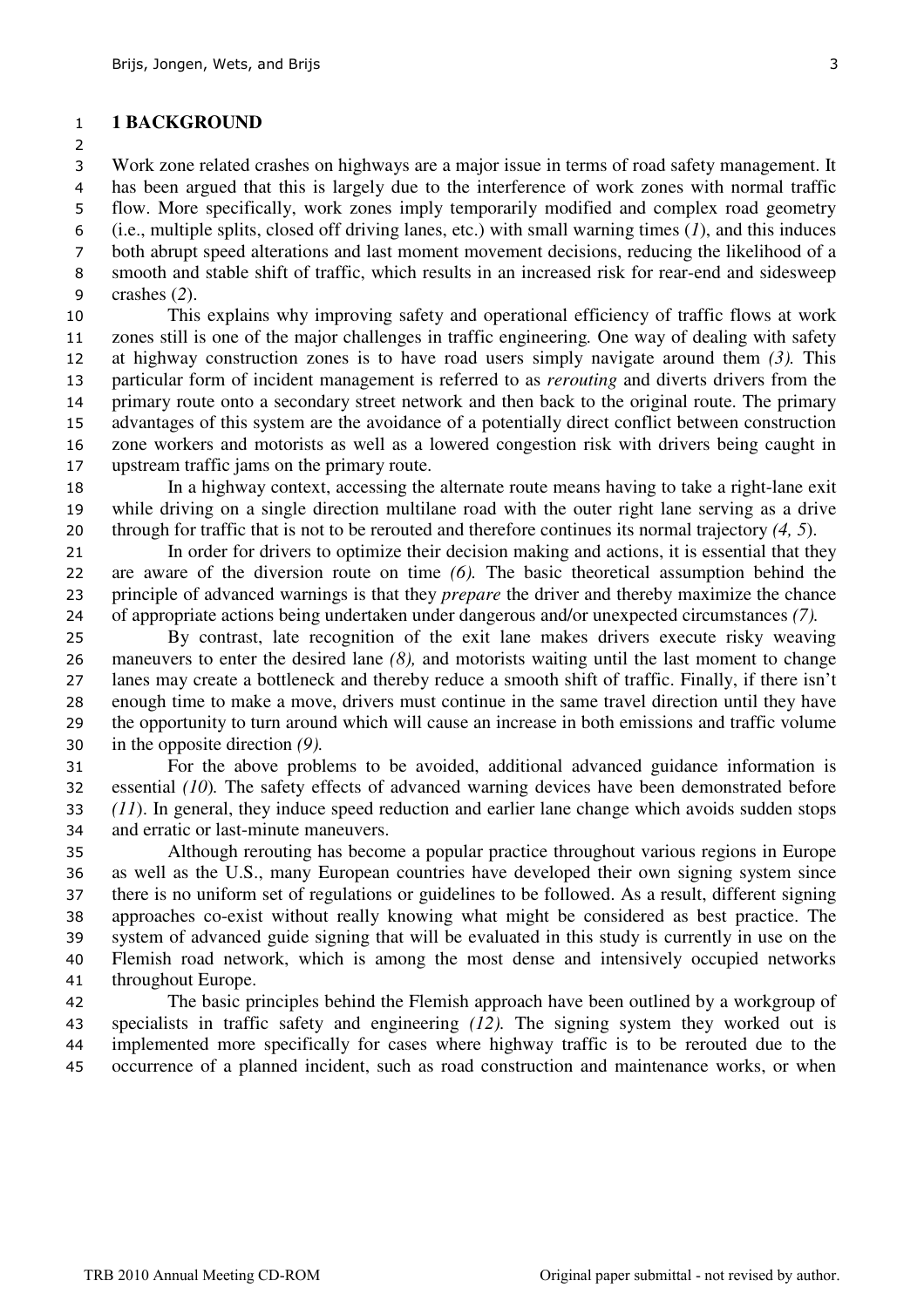# 1 BACKGROUND

Work zone related crashes on highways are a major issue in terms of road safety management. It has been argued that this is largely due to the interference of work zones with normal traffic flow. More specifically, work zones imply temporarily modified and complex road geometry (i.e., multiple splits, closed off driving lanes, etc.) with small warning times (*1*), and this induces both abrupt speed alterations and last moment movement decisions, reducing the likelihood of a smooth and stable shift of traffic, which results in an increased risk for rear-end and sidesweep crashes (*2*).

This explains why improving safety and operational efficiency of traffic flows at work zones still is one of the major challenges in traffic engineering. One way of dealing with safety at highway construction zones is to have road users simply navigate around them *(3).* This particular form of incident management is referred to as *rerouting* and diverts drivers from the primary route onto a secondary street network and then back to the original route. The primary advantages of this system are the avoidance of a potentially direct conflict between construction zone workers and motorists as well as a lowered congestion risk with drivers being caught in upstream traffic jams on the primary route.

In a highway context, accessing the alternate route means having to take a right-lane exit while driving on a single direction multilane road with the outer right lane serving as a drive through for traffic that is not to be rerouted and therefore continues its normal trajectory *(4, 5*).

In order for drivers to optimize their decision making and actions, it is essential that they are aware of the diversion route on time *(6).* The basic theoretical assumption behind the principle of advanced warnings is that they *prepare* the driver and thereby maximize the chance of appropriate actions being undertaken under dangerous and/or unexpected circumstances *(7).*

By contrast, late recognition of the exit lane makes drivers execute risky weaving maneuvers to enter the desired lane *(8),* and motorists waiting until the last moment to change lanes may create a bottleneck and thereby reduce a smooth shift of traffic. Finally, if there isn't enough time to make a move, drivers must continue in the same travel direction until they have the opportunity to turn around which will cause an increase in both emissions and traffic volume in the opposite direction *(9).*

For the above problems to be avoided, additional advanced guidance information is essential *(10*)*.* The safety effects of advanced warning devices have been demonstrated before *(11*). In general, they induce speed reduction and earlier lane change which avoids sudden stops and erratic or last-minute maneuvers.

Although rerouting has become a popular practice throughout various regions in Europe as well as the U.S., many European countries have developed their own signing system since there is no uniform set of regulations or guidelines to be followed. As a result, different signing approaches co-exist without really knowing what might be considered as best practice. The system of advanced guide signing that will be evaluated in this study is currently in use on the Flemish road network, which is among the most dense and intensively occupied networks throughout Europe.

The basic principles behind the Flemish approach have been outlined by a workgroup of specialists in traffic safety and engineering *(12).* The signing system they worked out is implemented more specifically for cases where highway traffic is to be rerouted due to the occurrence of a planned incident, such as road construction and maintenance works, or when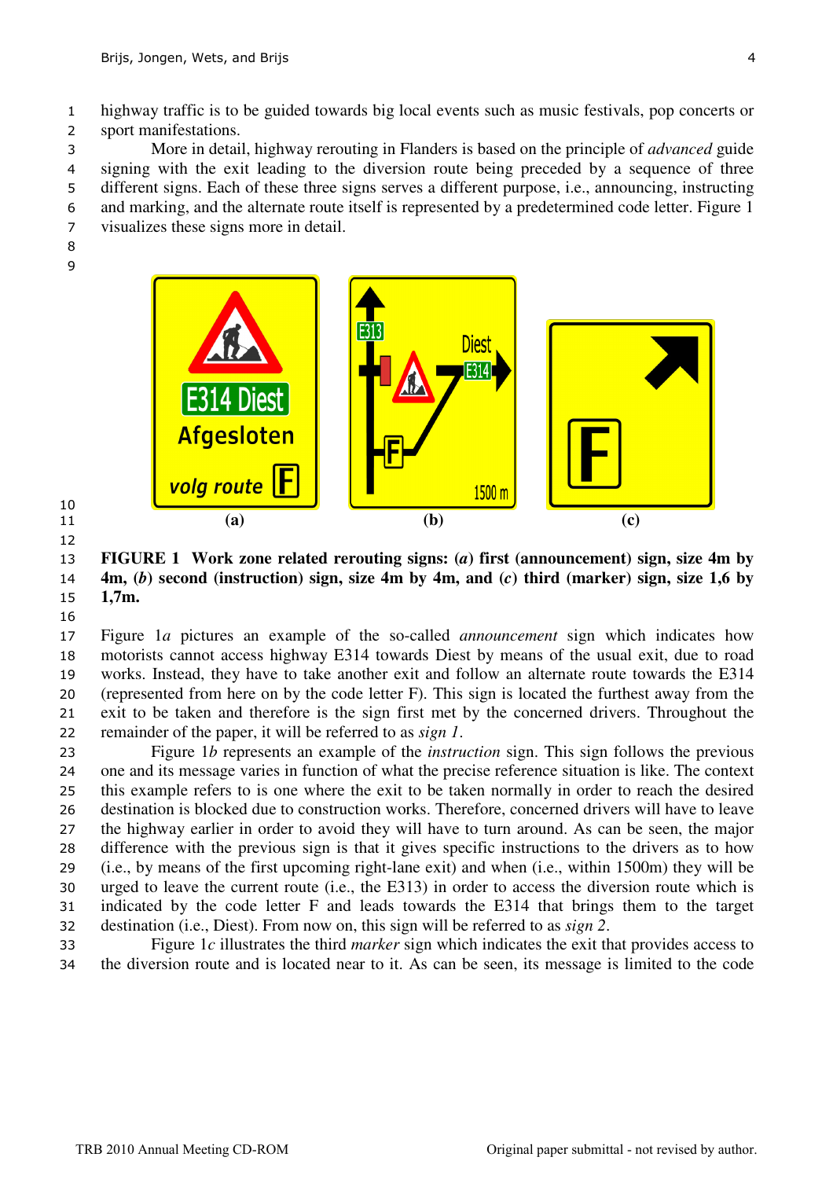highway traffic is to be guided towards big local events such as music festivals, pop concerts or sport manifestations.

More in detail, highway rerouting in Flanders is based on the principle of *advanced* guide signing with the exit leading to the diversion route being preceded by a sequence of three different signs. Each of these three signs serves a different purpose, i.e., announcing, instructing and marking, and the alternate route itself is represented by a predetermined code letter. Figure 1 visualizes these signs more in detail.

(a) (b) (c)

**FIGURE 1 Work zone related rerouting signs: (*a*) first (announcement) sign, size 4m by 4m, (*b*) second (instruction) sign, size 4m by 4m, and (*c*) third (marker) sign, size 1,6 by 1,7m.**

Figure 1*a* pictures an example of the so-called *announcement* sign which indicates how motorists cannot access highway E314 towards Diest by means of the usual exit, due to road works. Instead, they have to take another exit and follow an alternate route towards the E314 (represented from here on by the code letter F). This sign is located the furthest away from the exit to be taken and therefore is the sign first met by the concerned drivers. Throughout the remainder of the paper, it will be referred to as *sign 1*.

Figure 1*b* represents an example of the *instruction* sign. This sign follows the previous one and its message varies in function of what the precise reference situation is like. The context this example refers to is one where the exit to be taken normally in order to reach the desired destination is blocked due to construction works. Therefore, concerned drivers will have to leave the highway earlier in order to avoid they will have to turn around. As can be seen, the major difference with the previous sign is that it gives specific instructions to the drivers as to how (i.e., by means of the first upcoming right-lane exit) and when (i.e., within 1500m) they will be urged to leave the current route (i.e., the E313) in order to access the diversion route which is indicated by the code letter F and leads towards the E314 that brings them to the target destination (i.e., Diest). From now on, this sign will be referred to as *sign 2*.

Figure 1*c* illustrates the third *marker* sign which indicates the exit that provides access to the diversion route and is located near to it. As can be seen, its message is limited to the code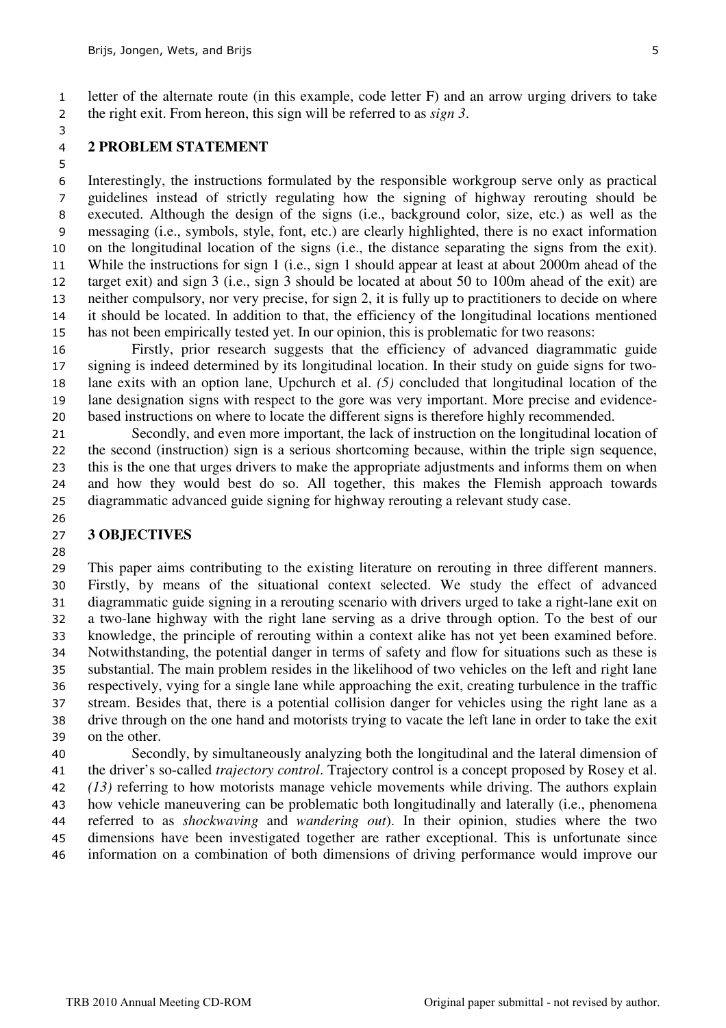letter of the alternate route (in this example, code letter F) and an arrow urging drivers to take the right exit. From hereon, this sign will be referred to as *sign 3*.

## 2 PROBLEM STATEMENT

Interestingly, the instructions formulated by the responsible workgroup serve only as practical guidelines instead of strictly regulating how the signing of highway rerouting should be executed. Although the design of the signs (i.e., background color, size, etc.) as well as the messaging (i.e., symbols, style, font, etc.) are clearly highlighted, there is no exact information on the longitudinal location of the signs (i.e., the distance separating the signs from the exit). While the instructions for sign 1 (i.e., sign 1 should appear at least at about 2000m ahead of the target exit) and sign 3 (i.e., sign 3 should be located at about 50 to 100m ahead of the exit) are neither compulsory, nor very precise, for sign 2, it is fully up to practitioners to decide on where it should be located. In addition to that, the efficiency of the longitudinal locations mentioned has not been empirically tested yet. In our opinion, this is problematic for two reasons:

Firstly, prior research suggests that the efficiency of advanced diagrammatic guide signing is indeed determined by its longitudinal location. In their study on guide signs for two-lane exits with an option lane, Upchurch et al. *(5)* concluded that longitudinal location of the lane designation signs with respect to the gore was very important. More precise and evidence-based instructions on where to locate the different signs is therefore highly recommended.

Secondly, and even more important, the lack of instruction on the longitudinal location of the second (instruction) sign is a serious shortcoming because, within the triple sign sequence, this is the one that urges drivers to make the appropriate adjustments and informs them on when and how they would best do so. All together, this makes the Flemish approach towards diagrammatic advanced guide signing for highway rerouting a relevant study case.

## 3 OBJECTIVES

This paper aims contributing to the existing literature on rerouting in three different manners. Firstly, by means of the situational context selected. We study the effect of advanced diagrammatic guide signing in a rerouting scenario with drivers urged to take a right-lane exit on a two-lane highway with the right lane serving as a drive through option. To the best of our knowledge, the principle of rerouting within a context alike has not yet been examined before. Notwithstanding, the potential danger in terms of safety and flow for situations such as these is substantial. The main problem resides in the likelihood of two vehicles on the left and right lane respectively, vying for a single lane while approaching the exit, creating turbulence in the traffic stream. Besides that, there is a potential collision danger for vehicles using the right lane as a drive through on the one hand and motorists trying to vacate the left lane in order to take the exit on the other.

Secondly, by simultaneously analyzing both the longitudinal and the lateral dimension of the driver's so-called *trajectory control*. Trajectory control is a concept proposed by Rosey et al. *(13)* referring to how motorists manage vehicle movements while driving. The authors explain how vehicle maneuvering can be problematic both longitudinally and laterally (i.e., phenomena referred to as *shockwaving* and *wandering out*). In their opinion, studies where the two dimensions have been investigated together are rather exceptional. This is unfortunate since information on a combination of both dimensions of driving performance would improve our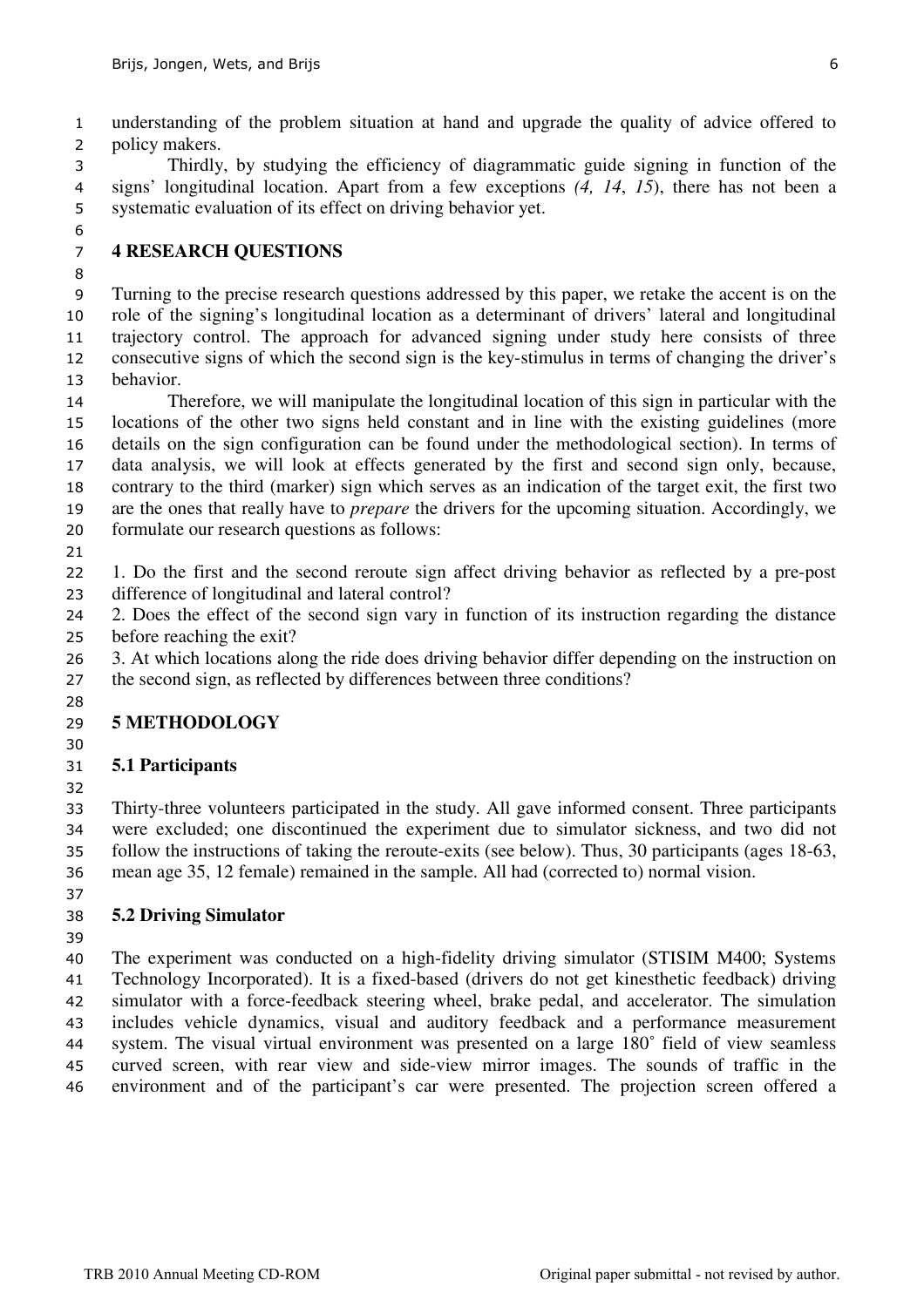understanding of the problem situation at hand and upgrade the quality of advice offered to policy makers.

Thirdly, by studying the efficiency of diagrammatic guide signing in function of the signs' longitudinal location. Apart from a few exceptions *(4, 14, 15)*, there has not been a systematic evaluation of its effect on driving behavior yet.

## 4 RESEARCH QUESTIONS

Turning to the precise research questions addressed by this paper, we retake the accent is on the role of the signing's longitudinal location as a determinant of drivers' lateral and longitudinal trajectory control. The approach for advanced signing under study here consists of three consecutive signs of which the second sign is the key-stimulus in terms of changing the driver's behavior.

Therefore, we will manipulate the longitudinal location of this sign in particular with the locations of the other two signs held constant and in line with the existing guidelines (more details on the sign configuration can be found under the methodological section). In terms of data analysis, we will look at effects generated by the first and second sign only, because, contrary to the third (marker) sign which serves as an indication of the target exit, the first two are the ones that really have to *prepare* the drivers for the upcoming situation. Accordingly, we formulate our research questions as follows:

1. Do the first and the second reroute sign affect driving behavior as reflected by a pre-post difference of longitudinal and lateral control?
2. Does the effect of the second sign vary in function of its instruction regarding the distance before reaching the exit?
3. At which locations along the ride does driving behavior differ depending on the instruction on the second sign, as reflected by differences between three conditions?

## 5 METHODOLOGY

### 5.1 Participants

Thirty-three volunteers participated in the study. All gave informed consent. Three participants were excluded; one discontinued the experiment due to simulator sickness, and two did not follow the instructions of taking the reroute-exits (see below). Thus, 30 participants (ages 18-63, mean age 35, 12 female) remained in the sample. All had (corrected to) normal vision.

### 5.2 Driving Simulator

The experiment was conducted on a high-fidelity driving simulator (STISIM M400; Systems Technology Incorporated). It is a fixed-based (drivers do not get kinesthetic feedback) driving simulator with a force-feedback steering wheel, brake pedal, and accelerator. The simulation includes vehicle dynamics, visual and auditory feedback and a performance measurement system. The visual virtual environment was presented on a large 180˚ field of view seamless curved screen, with rear view and side-view mirror images. The sounds of traffic in the environment and of the participant's car were presented. The projection screen offered a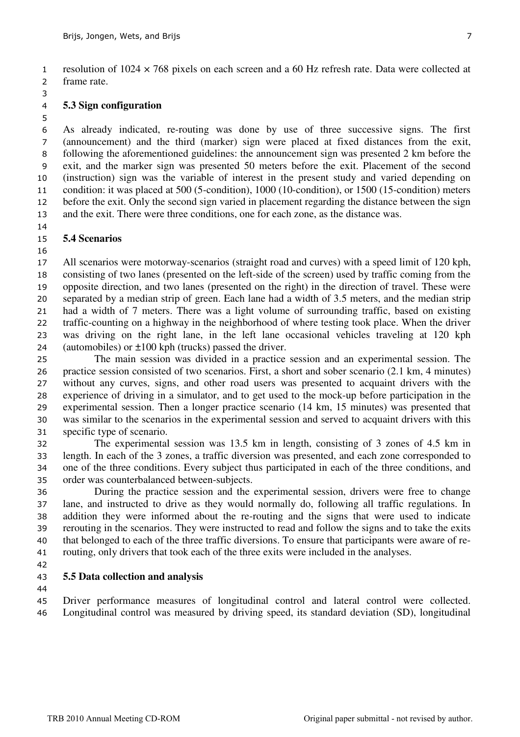resolution of 1024 × 768 pixels on each screen and a 60 Hz refresh rate. Data were collected at frame rate.

### 5.3 Sign configuration

As already indicated, re-routing was done by use of three successive signs. The first (announcement) and the third (marker) sign were placed at fixed distances from the exit, following the aforementioned guidelines: the announcement sign was presented 2 km before the exit, and the marker sign was presented 50 meters before the exit. Placement of the second (instruction) sign was the variable of interest in the present study and varied depending on condition: it was placed at 500 (5-condition), 1000 (10-condition), or 1500 (15-condition) meters before the exit. Only the second sign varied in placement regarding the distance between the sign and the exit. There were three conditions, one for each zone, as the distance was.

### 5.4 Scenarios

All scenarios were motorway-scenarios (straight road and curves) with a speed limit of 120 kph, consisting of two lanes (presented on the left-side of the screen) used by traffic coming from the opposite direction, and two lanes (presented on the right) in the direction of travel. These were separated by a median strip of green. Each lane had a width of 3.5 meters, and the median strip had a width of 7 meters. There was a light volume of surrounding traffic, based on existing traffic-counting on a highway in the neighborhood of where testing took place. When the driver was driving on the right lane, in the left lane occasional vehicles traveling at 120 kph (automobiles) or ±100 kph (trucks) passed the driver.

The main session was divided in a practice session and an experimental session. The practice session consisted of two scenarios. First, a short and sober scenario (2.1 km, 4 minutes) without any curves, signs, and other road users was presented to acquaint drivers with the experience of driving in a simulator, and to get used to the mock-up before participation in the experimental session. Then a longer practice scenario (14 km, 15 minutes) was presented that was similar to the scenarios in the experimental session and served to acquaint drivers with this specific type of scenario.

The experimental session was 13.5 km in length, consisting of 3 zones of 4.5 km in length. In each of the 3 zones, a traffic diversion was presented, and each zone corresponded to one of the three conditions. Every subject thus participated in each of the three conditions, and order was counterbalanced between-subjects.

During the practice session and the experimental session, drivers were free to change lane, and instructed to drive as they would normally do, following all traffic regulations. In addition they were informed about the re-routing and the signs that were used to indicate rerouting in the scenarios. They were instructed to read and follow the signs and to take the exits that belonged to each of the three traffic diversions. To ensure that participants were aware of re-routing, only drivers that took each of the three exits were included in the analyses.

### 5.5 Data collection and analysis

Driver performance measures of longitudinal control and lateral control were collected. Longitudinal control was measured by driving speed, its standard deviation (SD), longitudinal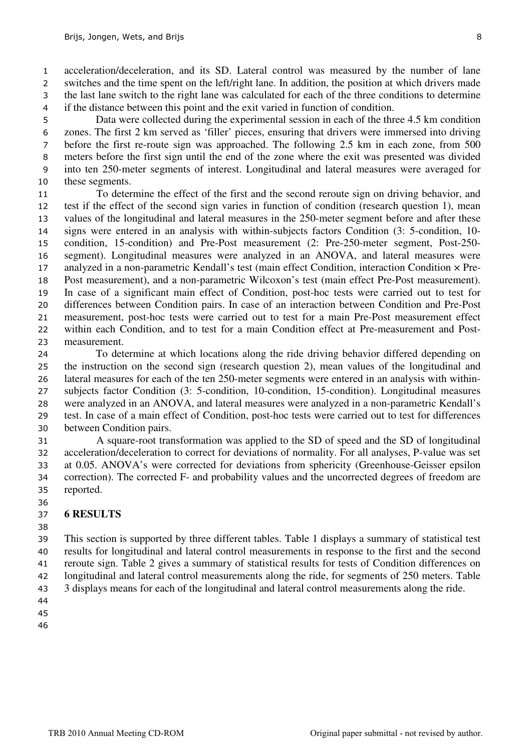acceleration/deceleration, and its SD. Lateral control was measured by the number of lane switches and the time spent on the left/right lane. In addition, the position at which drivers made the last lane switch to the right lane was calculated for each of the three conditions to determine if the distance between this point and the exit varied in function of condition.

Data were collected during the experimental session in each of the three 4.5 km condition zones. The first 2 km served as 'filler' pieces, ensuring that drivers were immersed into driving before the first re-route sign was approached. The following 2.5 km in each zone, from 500 meters before the first sign until the end of the zone where the exit was presented was divided into ten 250-meter segments of interest. Longitudinal and lateral measures were averaged for these segments.

To determine the effect of the first and the second reroute sign on driving behavior, and test if the effect of the second sign varies in function of condition (research question 1), mean values of the longitudinal and lateral measures in the 250-meter segment before and after these signs were entered in an analysis with within-subjects factors Condition (3: 5-condition, 10-condition, 15-condition) and Pre-Post measurement (2: Pre-250-meter segment, Post-250-segment). Longitudinal measures were analyzed in an ANOVA, and lateral measures were analyzed in a non-parametric Kendall's test (main effect Condition, interaction Condition × Pre-Post measurement), and a non-parametric Wilcoxon's test (main effect Pre-Post measurement). In case of a significant main effect of Condition, post-hoc tests were carried out to test for differences between Condition pairs. In case of an interaction between Condition and Pre-Post measurement, post-hoc tests were carried out to test for a main Pre-Post measurement effect within each Condition, and to test for a main Condition effect at Pre-measurement and Post-measurement.

To determine at which locations along the ride driving behavior differed depending on the instruction on the second sign (research question 2), mean values of the longitudinal and lateral measures for each of the ten 250-meter segments were entered in an analysis with within-subjects factor Condition (3: 5-condition, 10-condition, 15-condition). Longitudinal measures were analyzed in an ANOVA, and lateral measures were analyzed in a non-parametric Kendall's test. In case of a main effect of Condition, post-hoc tests were carried out to test for differences between Condition pairs.

A square-root transformation was applied to the SD of speed and the SD of longitudinal acceleration/deceleration to correct for deviations of normality. For all analyses, P-value was set at 0.05. ANOVA's were corrected for deviations from sphericity (Greenhouse-Geisser epsilon correction). The corrected F- and probability values and the uncorrected degrees of freedom are reported.

## 6 RESULTS

This section is supported by three different tables. Table 1 displays a summary of statistical test results for longitudinal and lateral control measurements in response to the first and the second reroute sign. Table 2 gives a summary of statistical results for tests of Condition differences on longitudinal and lateral control measurements along the ride, for segments of 250 meters. Table 3 displays means for each of the longitudinal and lateral control measurements along the ride.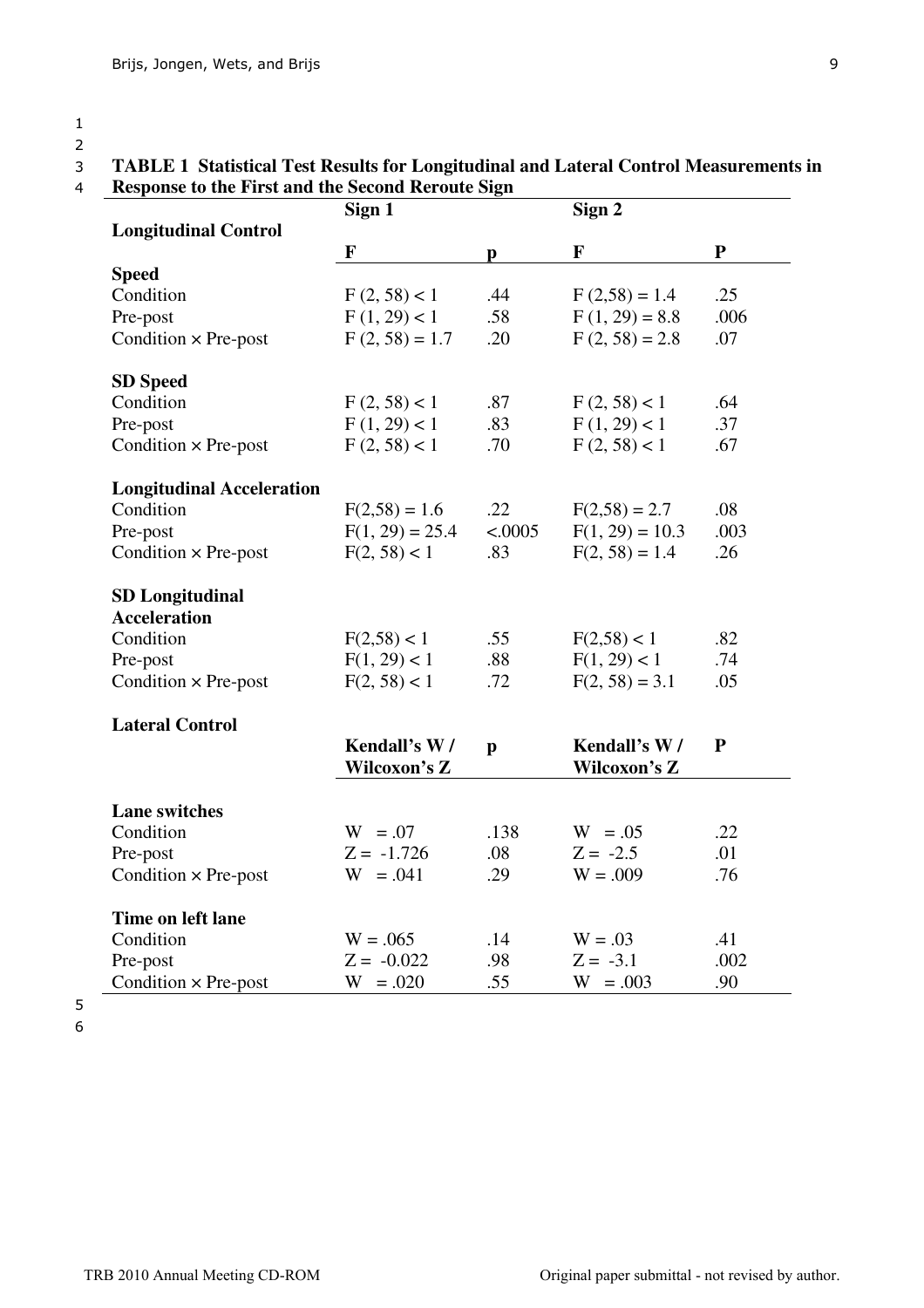**TABLE 1 Statistical Test Results for Longitudinal and Lateral Control Measurements in Response to the First and the Second Reroute Sign**

| | Sign 1 | | Sign 2 | |
|---|---|---|---|---|
| **Longitudinal Control** | **F** | **p** | **F** | **P** |
| **Speed** | | | | |
| Condition | $F(2, 58) < 1$ | .44 | $F(2,58) = 1.4$ | .25 |
| Pre-post | $F(1, 29) < 1$ | .58 | $F(1, 29) = 8.8$ | .006 |
| Condition × Pre-post | $F(2, 58) = 1.7$ | .20 | $F(2, 58) = 2.8$ | .07 |
| **SD Speed** | | | | |
| Condition | $F(2, 58) < 1$ | .87 | $F(2, 58) < 1$ | .64 |
| Pre-post | $F(1, 29) < 1$ | .83 | $F(1, 29) < 1$ | .37 |
| Condition × Pre-post | $F(2, 58) < 1$ | .70 | $F(2, 58) < 1$ | .67 |
| **Longitudinal Acceleration** | | | | |
| Condition | $F(2,58) = 1.6$ | .22 | $F(2,58) = 2.7$ | .08 |
| Pre-post | $F(1, 29) = 25.4$ | <.0005 | $F(1, 29) = 10.3$ | .003 |
| Condition × Pre-post | $F(2, 58) < 1$ | .83 | $F(2, 58) = 1.4$ | .26 |
| **SD Longitudinal Acceleration** | | | | |
| Condition | $F(2,58) < 1$ | .55 | $F(2,58) < 1$ | .82 |
| Pre-post | $F(1, 29) < 1$ | .88 | $F(1, 29) < 1$ | .74 |
| Condition × Pre-post | $F(2, 58) < 1$ | .72 | $F(2, 58) = 3.1$ | .05 |
| **Lateral Control** | **Kendall's W / Wilcoxon's Z** | **p** | **Kendall's W / Wilcoxon's Z** | **P** |
| **Lane switches** | | | | |
| Condition | $W = .07$ | .138 | $W = .05$ | .22 |
| Pre-post | $Z = -1.726$ | .08 | $Z = -2.5$ | .01 |
| Condition × Pre-post | $W = .041$ | .29 | $W = .009$ | .76 |
| **Time on left lane** | | | | |
| Condition | $W = .065$ | .14 | $W = .03$ | .41 |
| Pre-post | $Z = -0.022$ | .98 | $Z = -3.1$ | .002 |
| Condition × Pre-post | $W = .020$ | .55 | $W = .003$ | .90 |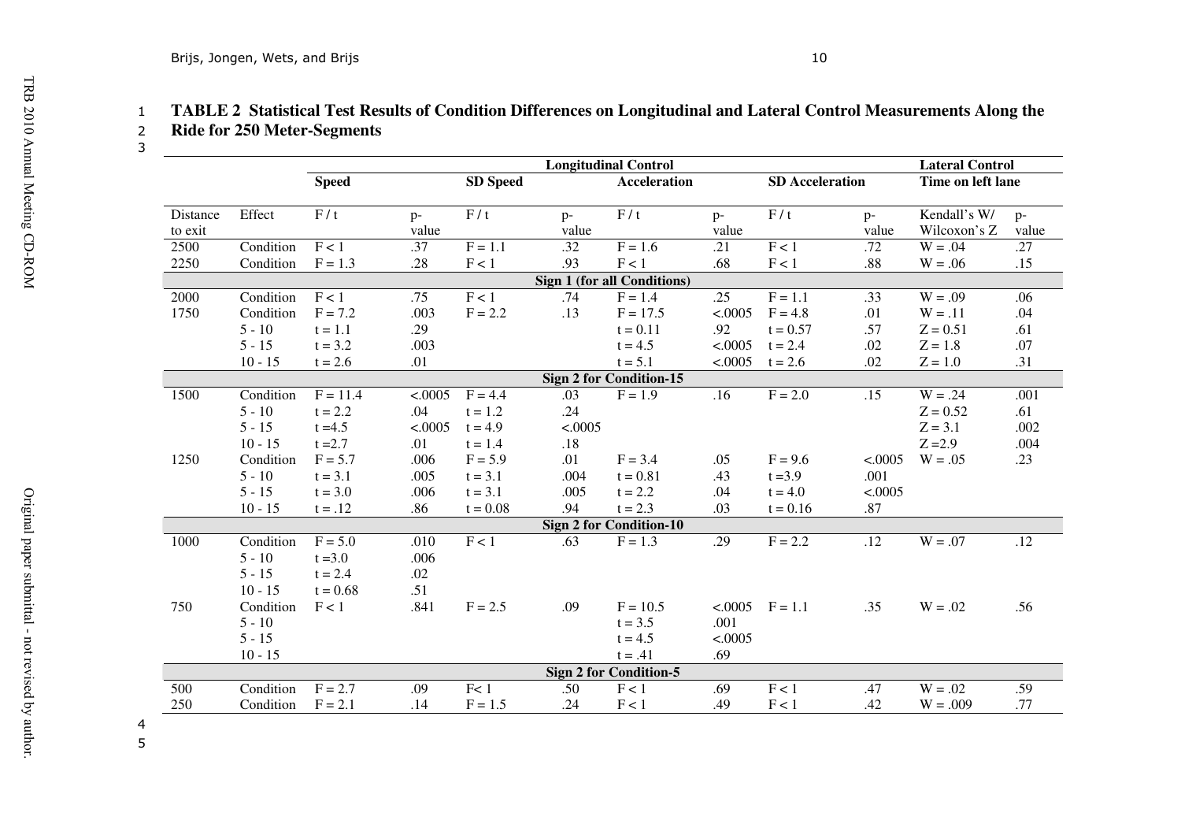**TABLE 2 Statistical Test Results of Condition Differences on Longitudinal and Lateral Control Measurements Along the Ride for 250 Meter-Segments**

| | | Longitudinal Control | | | | | | | | Lateral Control | |
|---|---|---|---|---|---|---|---|---|---|---|---|
| | | Speed | | SD Speed | | Acceleration | | SD Acceleration | | Time on left lane | |
| Distance to exit | Effect | F / t | p-value | F / t | p-value | F / t | p-value | F / t | p-value | Kendall's W/ Wilcoxon's Z | p-value |
| 2500 | Condition | F < 1 | .37 | F = 1.1 | .32 | F = 1.6 | .21 | F < 1 | .72 | W = .04 | .27 |
| 2250 | Condition | F = 1.3 | .28 | F < 1 | .93 | F < 1 | .68 | F < 1 | .88 | W = .06 | .15 |
| **Sign 1 (for all Conditions)** | | | | | | | | | | | |
| 2000 | Condition | F < 1 | .75 | F < 1 | .74 | F = 1.4 | .25 | F = 1.1 | .33 | W = .09 | .06 |
| 1750 | Condition | F = 7.2 | .003 | F = 2.2 | .13 | F = 17.5 | <.0005 | F = 4.8 | .01 | W = .11 | .04 |
| | 5 - 10 | t = 1.1 | .29 | | | t = 0.11 | .92 | t = 0.57 | .57 | Z = 0.51 | .61 |
| | 5 - 15 | t = 3.2 | .003 | | | t = 4.5 | <.0005 | t = 2.4 | .02 | Z = 1.8 | .07 |
| | 10 - 15 | t = 2.6 | .01 | | | t = 5.1 | <.0005 | t = 2.6 | .02 | Z = 1.0 | .31 |
| **Sign 2 for Condition-15** | | | | | | | | | | | |
| 1500 | Condition | F = 11.4 | <.0005 | F = 4.4 | .03 | F = 1.9 | .16 | F = 2.0 | .15 | W = .24 | .001 |
| | 5 - 10 | t = 2.2 | .04 | t = 1.2 | .24 | | | | | Z = 0.52 | .61 |
| | 5 - 15 | t =4.5 | <.0005 | t = 4.9 | <.0005 | | | | | Z = 3.1 | .002 |
| | 10 - 15 | t =2.7 | .01 | t = 1.4 | .18 | | | | | Z =2.9 | .004 |
| 1250 | Condition | F = 5.7 | .006 | F = 5.9 | .01 | F = 3.4 | .05 | F = 9.6 | <.0005 | W = .05 | .23 |
| | 5 - 10 | t = 3.1 | .005 | t = 3.1 | .004 | t = 0.81 | .43 | t =3.9 | .001 | | |
| | 5 - 15 | t = 3.0 | .006 | t = 3.1 | .005 | t = 2.2 | .04 | t = 4.0 | <.0005 | | |
| | 10 - 15 | t = .12 | .86 | t = 0.08 | .94 | t = 2.3 | .03 | t = 0.16 | .87 | | |
| **Sign 2 for Condition-10** | | | | | | | | | | | |
| 1000 | Condition | F = 5.0 | .010 | F < 1 | .63 | F = 1.3 | .29 | F = 2.2 | .12 | W = .07 | .12 |
| | 5 - 10 | t =3.0 | .006 | | | | | | | | |
| | 5 - 15 | t = 2.4 | .02 | | | | | | | | |
| | 10 - 15 | t = 0.68 | .51 | | | | | | | | |
| 750 | Condition | F < 1 | .841 | F = 2.5 | .09 | F = 10.5 | <.0005 | F = 1.1 | .35 | W = .02 | .56 |
| | 5 - 10 | | | | | t = 3.5 | .001 | | | | |
| | 5 - 15 | | | | | t = 4.5 | <.0005 | | | | |
| | 10 - 15 | | | | | t = .41 | .69 | | | | |
| **Sign 2 for Condition-5** | | | | | | | | | | | |
| 500 | Condition | F = 2.7 | .09 | F< 1 | .50 | F < 1 | .69 | F < 1 | .47 | W = .02 | .59 |
| 250 | Condition | F = 2.1 | .14 | F = 1.5 | .24 | F < 1 | .49 | F < 1 | .42 | W = .009 | .77 |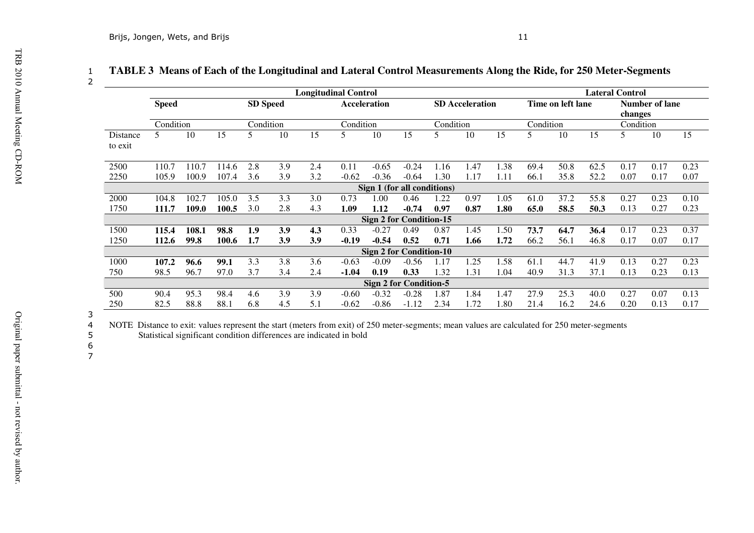**TABLE 3 Means of Each of the Longitudinal and Lateral Control Measurements Along the Ride, for 250 Meter-Segments**

| | Longitudinal Control | | | | | | | | | | | | Lateral Control | | | | | |
|---|---|---|---|---|---|---|---|---|---|---|---|---|---|---|---|---|---|---|
| | Speed | | | SD Speed | | | Acceleration | | | SD Acceleration | | | Time on left lane | | | Number of lane changes | | |
| | Condition | | | Condition | | | Condition | | | Condition | | | Condition | | | Condition | | |
| Distance to exit | 5 | 10 | 15 | 5 | 10 | 15 | 5 | 10 | 15 | 5 | 10 | 15 | 5 | 10 | 15 | 5 | 10 | 15 |
| 2500 | 110.7 | 110.7 | 114.6 | 2.8 | 3.9 | 2.4 | 0.11 | -0.65 | -0.24 | 1.16 | 1.47 | 1.38 | 69.4 | 50.8 | 62.5 | 0.17 | 0.17 | 0.23 |
| 2250 | 105.9 | 100.9 | 107.4 | 3.6 | 3.9 | 3.2 | -0.62 | -0.36 | -0.64 | 1.30 | 1.17 | 1.11 | 66.1 | 35.8 | 52.2 | 0.07 | 0.17 | 0.07 |
| **Sign 1 (for all conditions)** | | | | | | | | | | | | | | | | | | |
| 2000 | 104.8 | 102.7 | 105.0 | 3.5 | 3.3 | 3.0 | 0.73 | 1.00 | 0.46 | 1.22 | 0.97 | 1.05 | 61.0 | 37.2 | 55.8 | 0.27 | 0.23 | 0.10 |
| 1750 | **111.7** | **109.0** | **100.5** | 3.0 | 2.8 | 4.3 | **1.09** | **1.12** | **-0.74** | **0.97** | **0.87** | **1.80** | **65.0** | **58.5** | **50.3** | 0.13 | 0.27 | 0.23 |
| **Sign 2 for Condition-15** | | | | | | | | | | | | | | | | | | |
| 1500 | **115.4** | **108.1** | **98.8** | **1.9** | **3.9** | **4.3** | 0.33 | -0.27 | 0.49 | 0.87 | 1.45 | 1.50 | **73.7** | **64.7** | **36.4** | 0.17 | 0.23 | 0.37 |
| 1250 | **112.6** | **99.8** | **100.6** | **1.7** | **3.9** | **3.9** | **-0.19** | **-0.54** | **0.52** | **0.71** | **1.66** | **1.72** | 66.2 | 56.1 | 46.8 | 0.17 | 0.07 | 0.17 |
| **Sign 2 for Condition-10** | | | | | | | | | | | | | | | | | | |
| 1000 | **107.2** | **96.6** | **99.1** | 3.3 | 3.8 | 3.6 | -0.63 | -0.09 | -0.56 | 1.17 | 1.25 | 1.58 | 61.1 | 44.7 | 41.9 | 0.13 | 0.27 | 0.23 |
| 750 | 98.5 | 96.7 | 97.0 | 3.7 | 3.4 | 2.4 | **-1.04** | **0.19** | **0.33** | 1.32 | 1.31 | 1.04 | 40.9 | 31.3 | 37.1 | 0.13 | 0.23 | 0.13 |
| **Sign 2 for Condition-5** | | | | | | | | | | | | | | | | | | |
| 500 | 90.4 | 95.3 | 98.4 | 4.6 | 3.9 | 3.9 | -0.60 | -0.32 | -0.28 | 1.87 | 1.84 | 1.47 | 27.9 | 25.3 | 40.0 | 0.27 | 0.07 | 0.13 |
| 250 | 82.5 | 88.8 | 88.1 | 6.8 | 4.5 | 5.1 | -0.62 | -0.86 | -1.12 | 2.34 | 1.72 | 1.80 | 21.4 | 16.2 | 24.6 | 0.20 | 0.13 | 0.17 |

NOTE Distance to exit: values represent the start (meters from exit) of 250 meter-segments; mean values are calculated for 250 meter-segments
Statistical significant condition differences are indicated in bold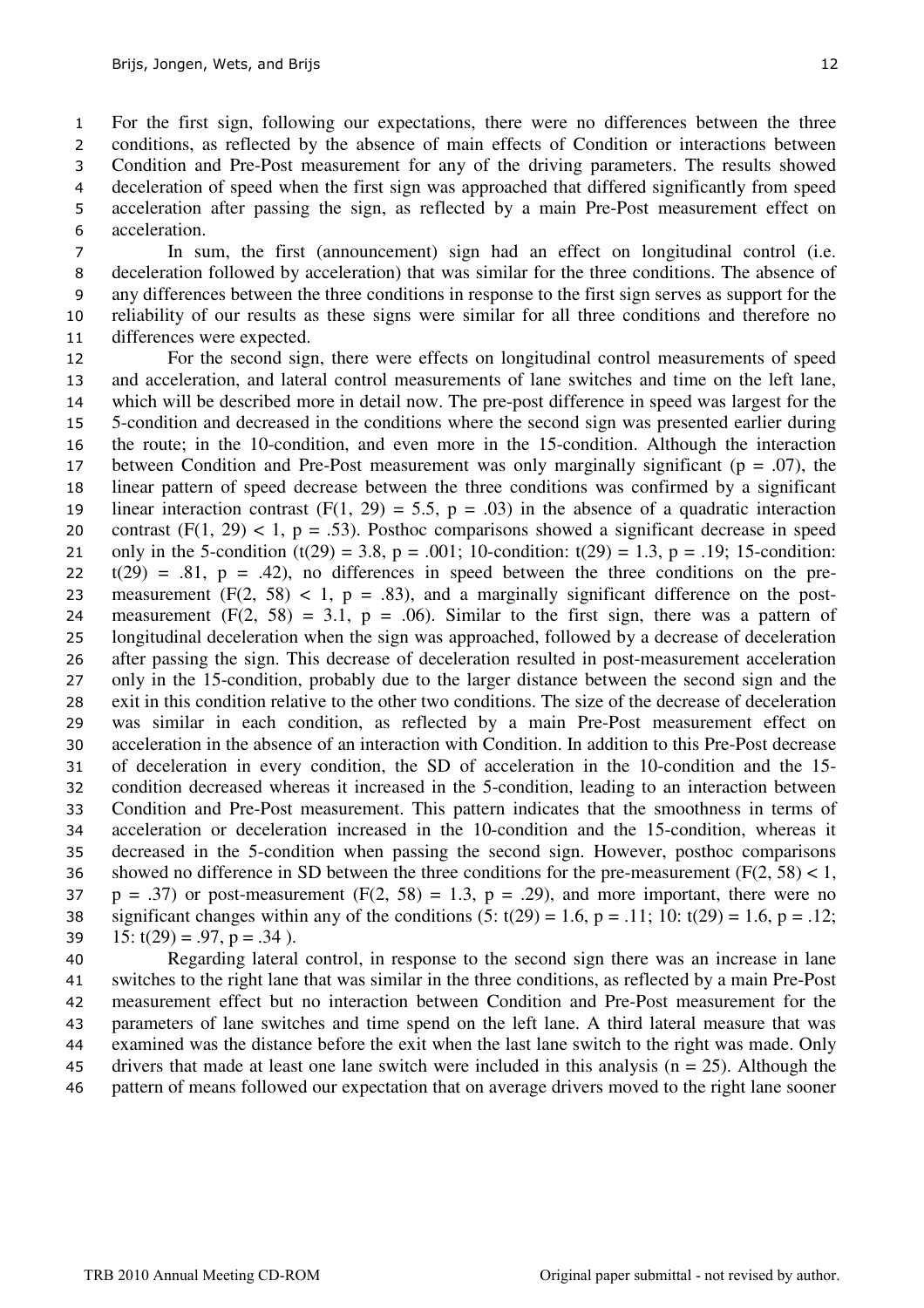For the first sign, following our expectations, there were no differences between the three conditions, as reflected by the absence of main effects of Condition or interactions between Condition and Pre-Post measurement for any of the driving parameters. The results showed deceleration of speed when the first sign was approached that differed significantly from speed acceleration after passing the sign, as reflected by a main Pre-Post measurement effect on acceleration.

In sum, the first (announcement) sign had an effect on longitudinal control (i.e. deceleration followed by acceleration) that was similar for the three conditions. The absence of any differences between the three conditions in response to the first sign serves as support for the reliability of our results as these signs were similar for all three conditions and therefore no differences were expected.

For the second sign, there were effects on longitudinal control measurements of speed and acceleration, and lateral control measurements of lane switches and time on the left lane, which will be described more in detail now. The pre-post difference in speed was largest for the 5-condition and decreased in the conditions where the second sign was presented earlier during the route; in the 10-condition, and even more in the 15-condition. Although the interaction between Condition and Pre-Post measurement was only marginally significant ($p = .07$), the linear pattern of speed decrease between the three conditions was confirmed by a significant linear interaction contrast ($F(1, 29) = 5.5$, $p = .03$) in the absence of a quadratic interaction contrast ($F(1, 29) < 1$, $p = .53$). Posthoc comparisons showed a significant decrease in speed only in the 5-condition ($t(29) = 3.8$, $p = .001$; 10-condition: $t(29) = 1.3$, $p = .19$; 15-condition: $t(29) = .81$, $p = .42$), no differences in speed between the three conditions on the pre-measurement ($F(2, 58) < 1$, $p = .83$), and a marginally significant difference on the post-measurement ($F(2, 58) = 3.1$, $p = .06$). Similar to the first sign, there was a pattern of longitudinal deceleration when the sign was approached, followed by a decrease of deceleration after passing the sign. This decrease of deceleration resulted in post-measurement acceleration only in the 15-condition, probably due to the larger distance between the second sign and the exit in this condition relative to the other two conditions. The size of the decrease of deceleration was similar in each condition, as reflected by a main Pre-Post measurement effect on acceleration in the absence of an interaction with Condition. In addition to this Pre-Post decrease of deceleration in every condition, the SD of acceleration in the 10-condition and the 15-condition decreased whereas it increased in the 5-condition, leading to an interaction between Condition and Pre-Post measurement. This pattern indicates that the smoothness in terms of acceleration or deceleration increased in the 10-condition and the 15-condition, whereas it decreased in the 5-condition when passing the second sign. However, posthoc comparisons showed no difference in SD between the three conditions for the pre-measurement ($F(2, 58) < 1$, $p = .37$) or post-measurement ($F(2, 58) = 1.3$, $p = .29$), and more important, there were no significant changes within any of the conditions (5: $t(29) = 1.6$, $p = .11$; 10: $t(29) = 1.6$, $p = .12$; 15: $t(29) = .97$, $p = .34$ ).

Regarding lateral control, in response to the second sign there was an increase in lane switches to the right lane that was similar in the three conditions, as reflected by a main Pre-Post measurement effect but no interaction between Condition and Pre-Post measurement for the parameters of lane switches and time spend on the left lane. A third lateral measure that was examined was the distance before the exit when the last lane switch to the right was made. Only drivers that made at least one lane switch were included in this analysis ($n = 25$). Although the pattern of means followed our expectation that on average drivers moved to the right lane sooner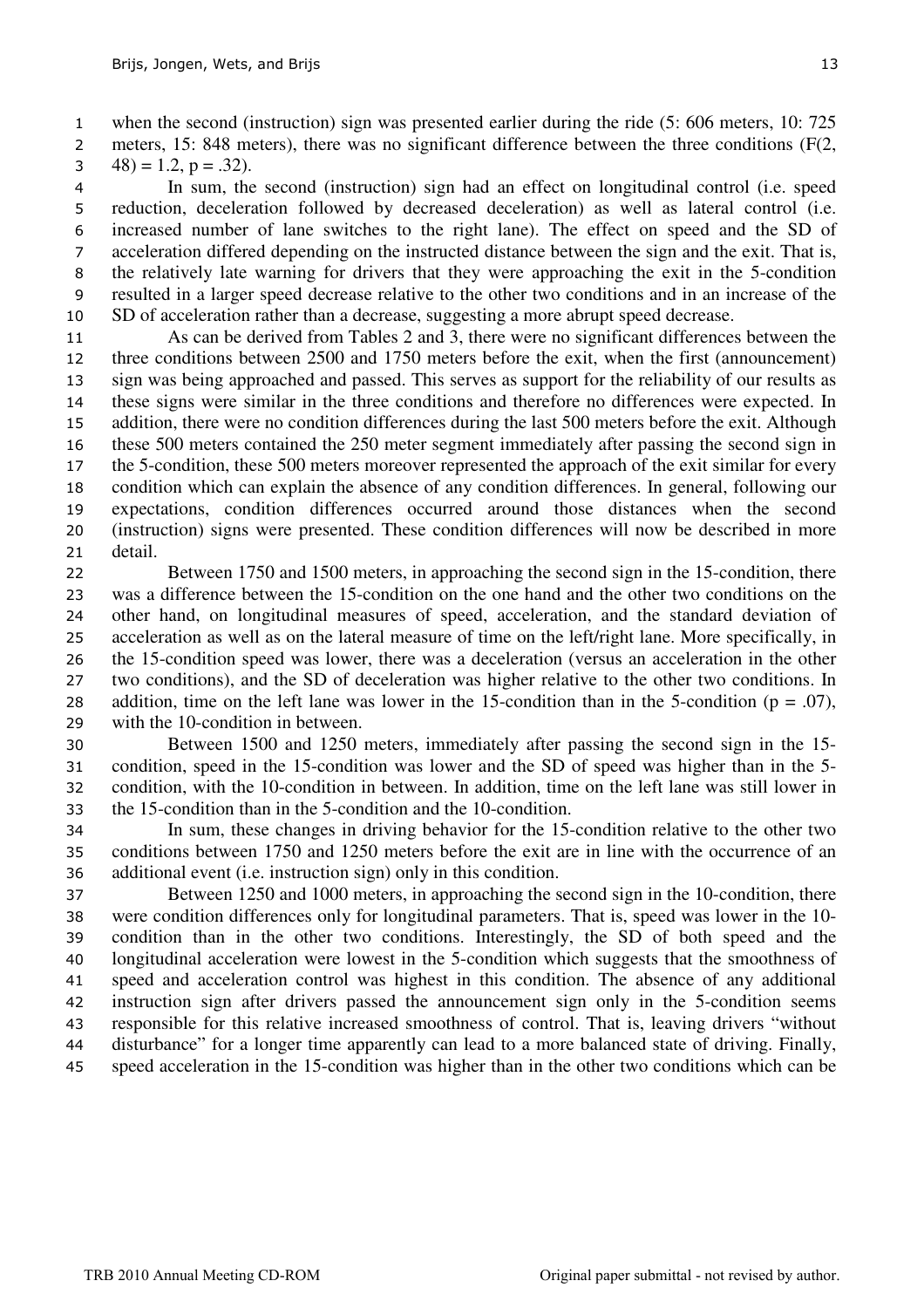when the second (instruction) sign was presented earlier during the ride (5: 606 meters, 10: 725 meters, 15: 848 meters), there was no significant difference between the three conditions ($F(2, 48) = 1.2$, $p = .32$).

In sum, the second (instruction) sign had an effect on longitudinal control (i.e. speed reduction, deceleration followed by decreased deceleration) as well as lateral control (i.e. increased number of lane switches to the right lane). The effect on speed and the SD of acceleration differed depending on the instructed distance between the sign and the exit. That is, the relatively late warning for drivers that they were approaching the exit in the 5-condition resulted in a larger speed decrease relative to the other two conditions and in an increase of the SD of acceleration rather than a decrease, suggesting a more abrupt speed decrease.

As can be derived from Tables 2 and 3, there were no significant differences between the three conditions between 2500 and 1750 meters before the exit, when the first (announcement) sign was being approached and passed. This serves as support for the reliability of our results as these signs were similar in the three conditions and therefore no differences were expected. In addition, there were no condition differences during the last 500 meters before the exit. Although these 500 meters contained the 250 meter segment immediately after passing the second sign in the 5-condition, these 500 meters moreover represented the approach of the exit similar for every condition which can explain the absence of any condition differences. In general, following our expectations, condition differences occurred around those distances when the second (instruction) signs were presented. These condition differences will now be described in more detail.

Between 1750 and 1500 meters, in approaching the second sign in the 15-condition, there was a difference between the 15-condition on the one hand and the other two conditions on the other hand, on longitudinal measures of speed, acceleration, and the standard deviation of acceleration as well as on the lateral measure of time on the left/right lane. More specifically, in the 15-condition speed was lower, there was a deceleration (versus an acceleration in the other two conditions), and the SD of deceleration was higher relative to the other two conditions. In addition, time on the left lane was lower in the 15-condition than in the 5-condition ($p = .07$), with the 10-condition in between.

Between 1500 and 1250 meters, immediately after passing the second sign in the 15-condition, speed in the 15-condition was lower and the SD of speed was higher than in the 5-condition, with the 10-condition in between. In addition, time on the left lane was still lower in the 15-condition than in the 5-condition and the 10-condition.

In sum, these changes in driving behavior for the 15-condition relative to the other two conditions between 1750 and 1250 meters before the exit are in line with the occurrence of an additional event (i.e. instruction sign) only in this condition.

Between 1250 and 1000 meters, in approaching the second sign in the 10-condition, there were condition differences only for longitudinal parameters. That is, speed was lower in the 10-condition than in the other two conditions. Interestingly, the SD of both speed and the longitudinal acceleration were lowest in the 5-condition which suggests that the smoothness of speed and acceleration control was highest in this condition. The absence of any additional instruction sign after drivers passed the announcement sign only in the 5-condition seems responsible for this relative increased smoothness of control. That is, leaving drivers "without disturbance" for a longer time apparently can lead to a more balanced state of driving. Finally, speed acceleration in the 15-condition was higher than in the other two conditions which can be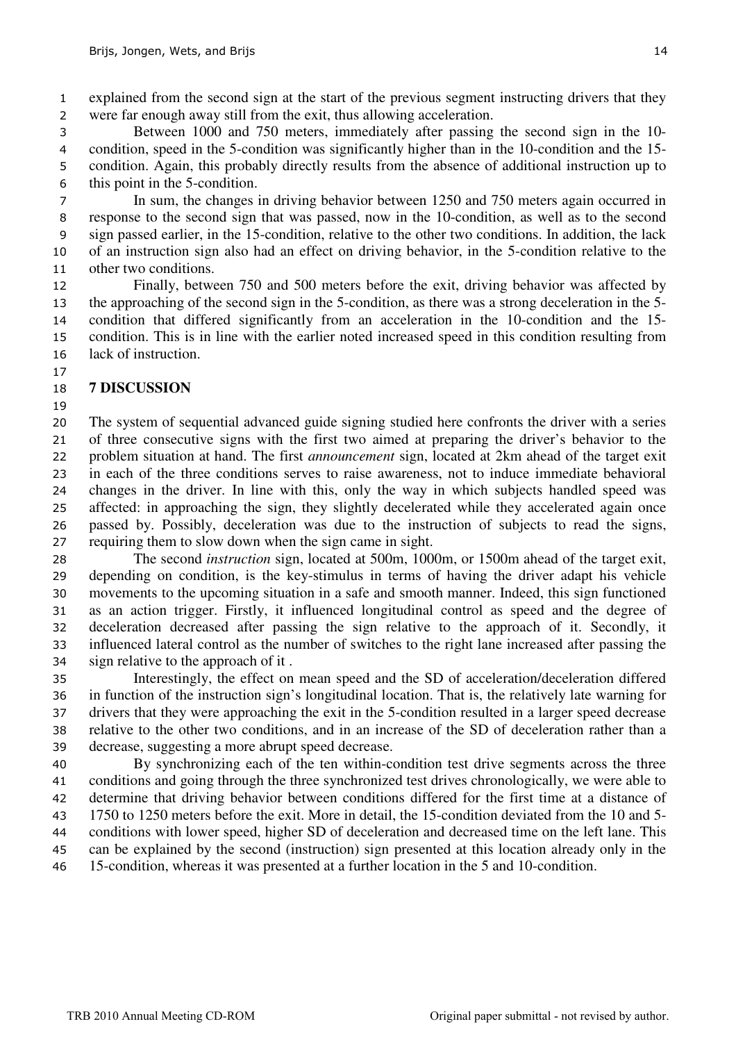explained from the second sign at the start of the previous segment instructing drivers that they were far enough away still from the exit, thus allowing acceleration.

Between 1000 and 750 meters, immediately after passing the second sign in the 10-condition, speed in the 5-condition was significantly higher than in the 10-condition and the 15-condition. Again, this probably directly results from the absence of additional instruction up to this point in the 5-condition.

In sum, the changes in driving behavior between 1250 and 750 meters again occurred in response to the second sign that was passed, now in the 10-condition, as well as to the second sign passed earlier, in the 15-condition, relative to the other two conditions. In addition, the lack of an instruction sign also had an effect on driving behavior, in the 5-condition relative to the other two conditions.

Finally, between 750 and 500 meters before the exit, driving behavior was affected by the approaching of the second sign in the 5-condition, as there was a strong deceleration in the 5-condition that differed significantly from an acceleration in the 10-condition and the 15-condition. This is in line with the earlier noted increased speed in this condition resulting from lack of instruction.

## 7 DISCUSSION

The system of sequential advanced guide signing studied here confronts the driver with a series of three consecutive signs with the first two aimed at preparing the driver's behavior to the problem situation at hand. The first *announcement* sign, located at 2km ahead of the target exit in each of the three conditions serves to raise awareness, not to induce immediate behavioral changes in the driver. In line with this, only the way in which subjects handled speed was affected: in approaching the sign, they slightly decelerated while they accelerated again once passed by. Possibly, deceleration was due to the instruction of subjects to read the signs, requiring them to slow down when the sign came in sight.

The second *instruction* sign, located at 500m, 1000m, or 1500m ahead of the target exit, depending on condition, is the key-stimulus in terms of having the driver adapt his vehicle movements to the upcoming situation in a safe and smooth manner. Indeed, this sign functioned as an action trigger. Firstly, it influenced longitudinal control as speed and the degree of deceleration decreased after passing the sign relative to the approach of it. Secondly, it influenced lateral control as the number of switches to the right lane increased after passing the sign relative to the approach of it .

Interestingly, the effect on mean speed and the SD of acceleration/deceleration differed in function of the instruction sign's longitudinal location. That is, the relatively late warning for drivers that they were approaching the exit in the 5-condition resulted in a larger speed decrease relative to the other two conditions, and in an increase of the SD of deceleration rather than a decrease, suggesting a more abrupt speed decrease.

By synchronizing each of the ten within-condition test drive segments across the three conditions and going through the three synchronized test drives chronologically, we were able to determine that driving behavior between conditions differed for the first time at a distance of 1750 to 1250 meters before the exit. More in detail, the 15-condition deviated from the 10 and 5-conditions with lower speed, higher SD of deceleration and decreased time on the left lane. This can be explained by the second (instruction) sign presented at this location already only in the 15-condition, whereas it was presented at a further location in the 5 and 10-condition.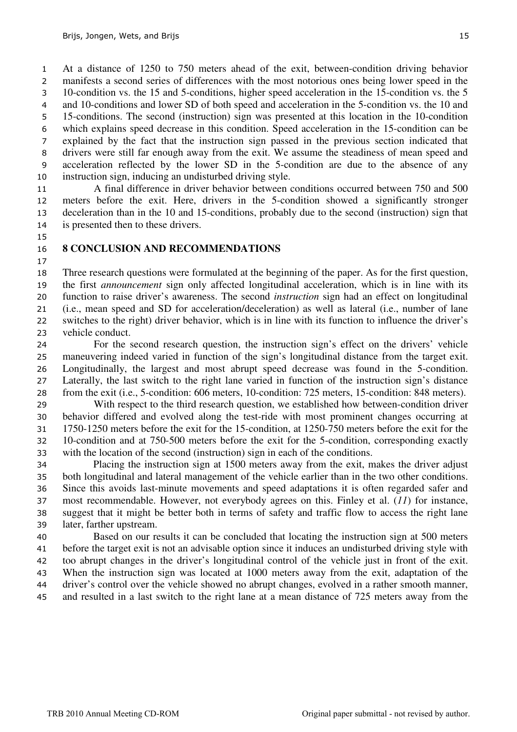At a distance of 1250 to 750 meters ahead of the exit, between-condition driving behavior manifests a second series of differences with the most notorious ones being lower speed in the 10-condition vs. the 15 and 5-conditions, higher speed acceleration in the 15-condition vs. the 5 and 10-conditions and lower SD of both speed and acceleration in the 5-condition vs. the 10 and 15-conditions. The second (instruction) sign was presented at this location in the 10-condition which explains speed decrease in this condition. Speed acceleration in the 15-condition can be explained by the fact that the instruction sign passed in the previous section indicated that drivers were still far enough away from the exit. We assume the steadiness of mean speed and acceleration reflected by the lower SD in the 5-condition are due to the absence of any instruction sign, inducing an undisturbed driving style.

A final difference in driver behavior between conditions occurred between 750 and 500 meters before the exit. Here, drivers in the 5-condition showed a significantly stronger deceleration than in the 10 and 15-conditions, probably due to the second (instruction) sign that is presented then to these drivers.

## 8 CONCLUSION AND RECOMMENDATIONS

Three research questions were formulated at the beginning of the paper. As for the first question, the first *announcement* sign only affected longitudinal acceleration, which is in line with its function to raise driver's awareness. The second *instruction* sign had an effect on longitudinal (i.e., mean speed and SD for acceleration/deceleration) as well as lateral (i.e., number of lane switches to the right) driver behavior, which is in line with its function to influence the driver's vehicle conduct.

For the second research question, the instruction sign's effect on the drivers' vehicle maneuvering indeed varied in function of the sign's longitudinal distance from the target exit. Longitudinally, the largest and most abrupt speed decrease was found in the 5-condition. Laterally, the last switch to the right lane varied in function of the instruction sign's distance from the exit (i.e., 5-condition: 606 meters, 10-condition: 725 meters, 15-condition: 848 meters).

With respect to the third research question, we established how between-condition driver behavior differed and evolved along the test-ride with most prominent changes occurring at 1750-1250 meters before the exit for the 15-condition, at 1250-750 meters before the exit for the 10-condition and at 750-500 meters before the exit for the 5-condition, corresponding exactly with the location of the second (instruction) sign in each of the conditions.

Placing the instruction sign at 1500 meters away from the exit, makes the driver adjust both longitudinal and lateral management of the vehicle earlier than in the two other conditions. Since this avoids last-minute movements and speed adaptations it is often regarded safer and most recommendable. However, not everybody agrees on this. Finley et al. (*11*) for instance, suggest that it might be better both in terms of safety and traffic flow to access the right lane later, farther upstream.

Based on our results it can be concluded that locating the instruction sign at 500 meters before the target exit is not an advisable option since it induces an undisturbed driving style with too abrupt changes in the driver's longitudinal control of the vehicle just in front of the exit. When the instruction sign was located at 1000 meters away from the exit, adaptation of the driver's control over the vehicle showed no abrupt changes, evolved in a rather smooth manner, and resulted in a last switch to the right lane at a mean distance of 725 meters away from the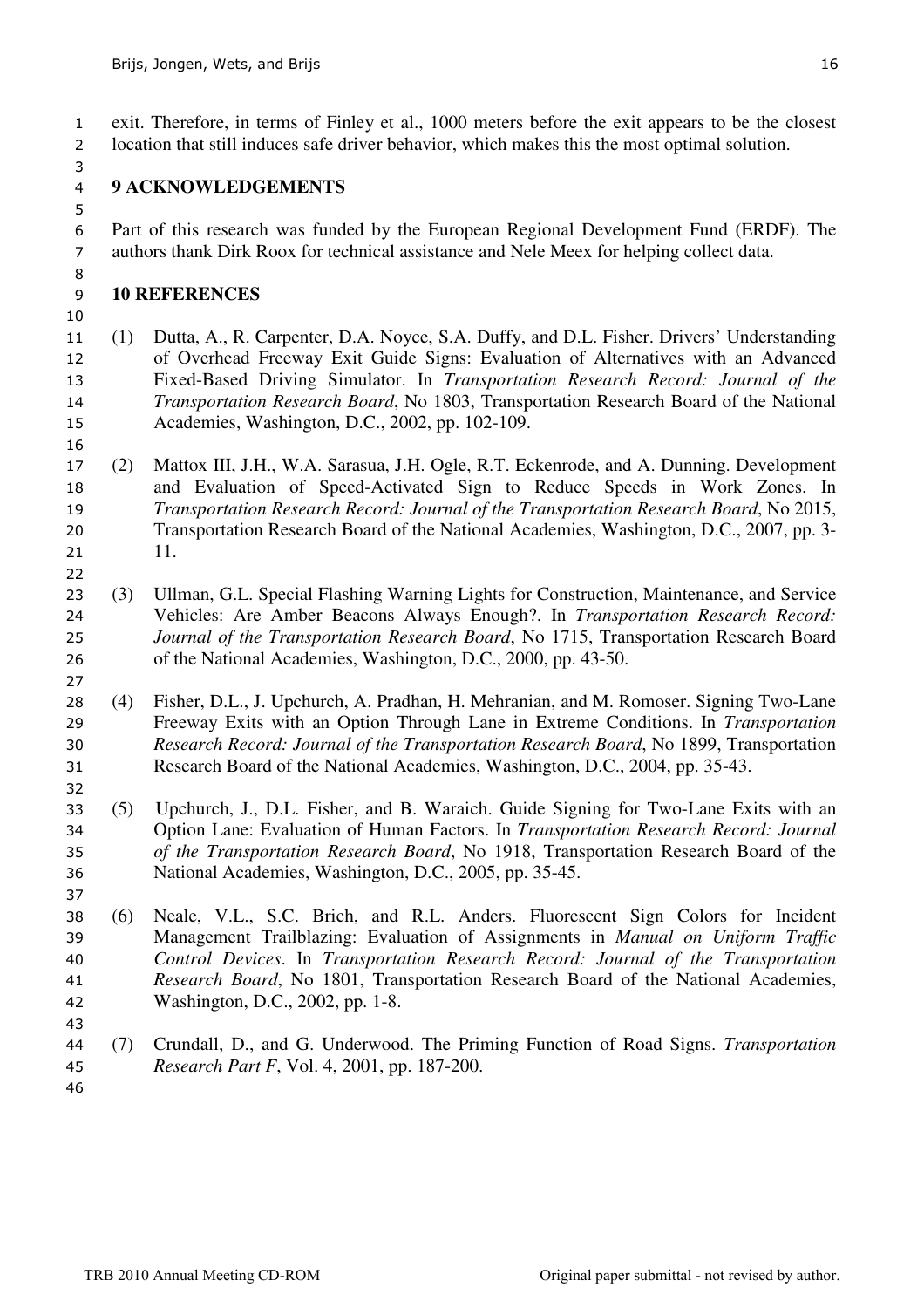exit. Therefore, in terms of Finley et al., 1000 meters before the exit appears to be the closest location that still induces safe driver behavior, which makes this the most optimal solution.

## 9 ACKNOWLEDGEMENTS

Part of this research was funded by the European Regional Development Fund (ERDF). The authors thank Dirk Roox for technical assistance and Nele Meex for helping collect data.

## 10 REFERENCES

(1) Dutta, A., R. Carpenter, D.A. Noyce, S.A. Duffy, and D.L. Fisher. Drivers' Understanding of Overhead Freeway Exit Guide Signs: Evaluation of Alternatives with an Advanced Fixed-Based Driving Simulator. In *Transportation Research Record: Journal of the Transportation Research Board*, No 1803, Transportation Research Board of the National Academies, Washington, D.C., 2002, pp. 102-109.

(2) Mattox III, J.H., W.A. Sarasua, J.H. Ogle, R.T. Eckenrode, and A. Dunning. Development and Evaluation of Speed-Activated Sign to Reduce Speeds in Work Zones. In *Transportation Research Record: Journal of the Transportation Research Board*, No 2015, Transportation Research Board of the National Academies, Washington, D.C., 2007, pp. 3-11.

(3) Ullman, G.L. Special Flashing Warning Lights for Construction, Maintenance, and Service Vehicles: Are Amber Beacons Always Enough?. In *Transportation Research Record: Journal of the Transportation Research Board*, No 1715, Transportation Research Board of the National Academies, Washington, D.C., 2000, pp. 43-50.

(4) Fisher, D.L., J. Upchurch, A. Pradhan, H. Mehranian, and M. Romoser. Signing Two-Lane Freeway Exits with an Option Through Lane in Extreme Conditions. In *Transportation Research Record: Journal of the Transportation Research Board*, No 1899, Transportation Research Board of the National Academies, Washington, D.C., 2004, pp. 35-43.

(5) Upchurch, J., D.L. Fisher, and B. Waraich. Guide Signing for Two-Lane Exits with an Option Lane: Evaluation of Human Factors. In *Transportation Research Record: Journal of the Transportation Research Board*, No 1918, Transportation Research Board of the National Academies, Washington, D.C., 2005, pp. 35-45.

(6) Neale, V.L., S.C. Brich, and R.L. Anders. Fluorescent Sign Colors for Incident Management Trailblazing: Evaluation of Assignments in *Manual on Uniform Traffic Control Devices*. In *Transportation Research Record: Journal of the Transportation Research Board*, No 1801, Transportation Research Board of the National Academies, Washington, D.C., 2002, pp. 1-8.

(7) Crundall, D., and G. Underwood. The Priming Function of Road Signs. *Transportation Research Part F*, Vol. 4, 2001, pp. 187-200.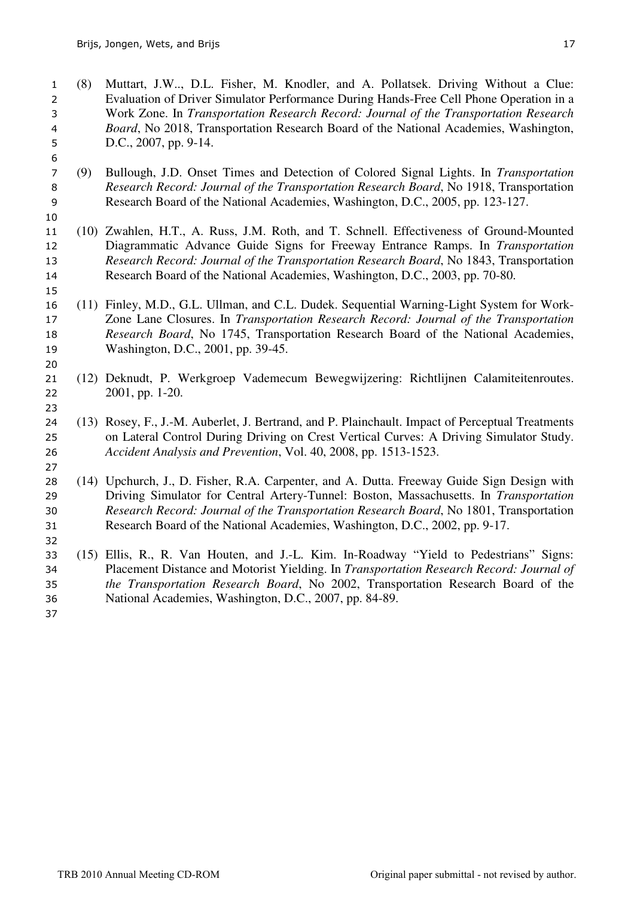(8) Muttart, J.W.., D.L. Fisher, M. Knodler, and A. Pollatsek. Driving Without a Clue: Evaluation of Driver Simulator Performance During Hands-Free Cell Phone Operation in a Work Zone. In *Transportation Research Record: Journal of the Transportation Research Board*, No 2018, Transportation Research Board of the National Academies, Washington, D.C., 2007, pp. 9-14.

(9) Bullough, J.D. Onset Times and Detection of Colored Signal Lights. In *Transportation Research Record: Journal of the Transportation Research Board*, No 1918, Transportation Research Board of the National Academies, Washington, D.C., 2005, pp. 123-127.

(10) Zwahlen, H.T., A. Russ, J.M. Roth, and T. Schnell. Effectiveness of Ground-Mounted Diagrammatic Advance Guide Signs for Freeway Entrance Ramps. In *Transportation Research Record: Journal of the Transportation Research Board*, No 1843, Transportation Research Board of the National Academies, Washington, D.C., 2003, pp. 70-80.

(11) Finley, M.D., G.L. Ullman, and C.L. Dudek. Sequential Warning-Light System for Work-Zone Lane Closures. In *Transportation Research Record: Journal of the Transportation Research Board*, No 1745, Transportation Research Board of the National Academies, Washington, D.C., 2001, pp. 39-45.

(12) Deknudt, P. Werkgroep Vademecum Bewegwijzering: Richtlijnen Calamiteitenroutes. 2001, pp. 1-20.

(13) Rosey, F., J.-M. Auberlet, J. Bertrand, and P. Plainchault. Impact of Perceptual Treatments on Lateral Control During Driving on Crest Vertical Curves: A Driving Simulator Study. *Accident Analysis and Prevention*, Vol. 40, 2008, pp. 1513-1523.

(14) Upchurch, J., D. Fisher, R.A. Carpenter, and A. Dutta. Freeway Guide Sign Design with Driving Simulator for Central Artery-Tunnel: Boston, Massachusetts. In *Transportation Research Record: Journal of the Transportation Research Board*, No 1801, Transportation Research Board of the National Academies, Washington, D.C., 2002, pp. 9-17.

(15) Ellis, R., R. Van Houten, and J.-L. Kim. In-Roadway "Yield to Pedestrians" Signs: Placement Distance and Motorist Yielding. In *Transportation Research Record: Journal of the Transportation Research Board*, No 2002, Transportation Research Board of the National Academies, Washington, D.C., 2007, pp. 84-89.